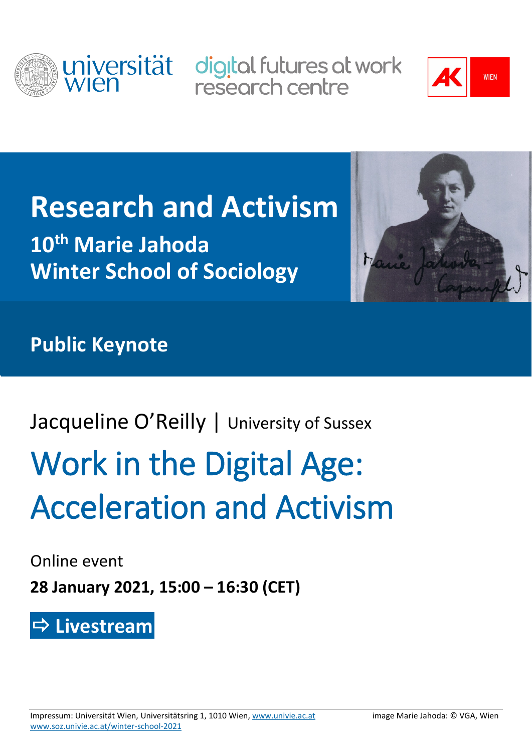universität wien

digital futures at work research centre

AK WIEN

# Research and Activism

## 10th Marie Jahoda Winter School of Sociology

## Public Keynote

Jacqueline O'Reilly | University of Sussex

# Work in the Digital Age: Acceleration and Activism

Online event

**28 January 2021, 15:00 – 16:30 (CET)**

**⇨ Livestream**

Impressum: Universität Wien, Universitätsring 1, 1010 Wien, www.univie.ac.at
www.soz.univie.ac.at/winter-school-2021

image Marie Jahoda: © VGA, Wien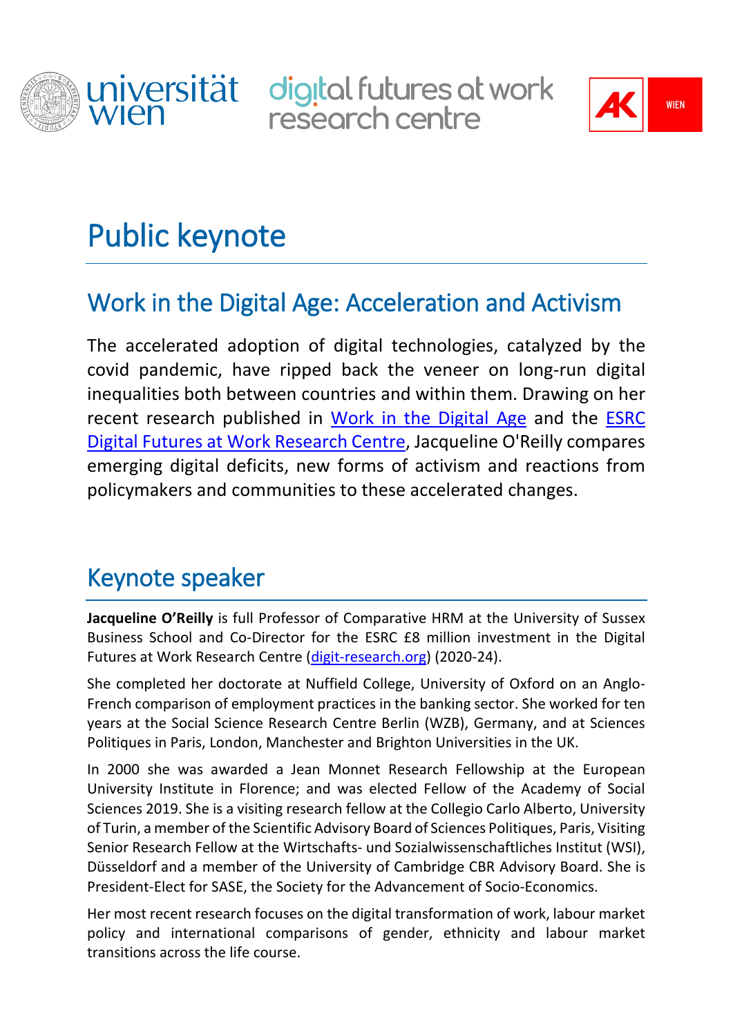# Public keynote

## Work in the Digital Age: Acceleration and Activism

The accelerated adoption of digital technologies, catalyzed by the covid pandemic, have ripped back the veneer on long-run digital inequalities both between countries and within them. Drawing on her recent research published in [Work in the Digital Age]() and the [ESRC Digital Futures at Work Research Centre](), Jacqueline O'Reilly compares emerging digital deficits, new forms of activism and reactions from policymakers and communities to these accelerated changes.

## Keynote speaker

**Jacqueline O'Reilly** is full Professor of Comparative HRM at the University of Sussex Business School and Co-Director for the ESRC £8 million investment in the Digital Futures at Work Research Centre ([digit-research.org]()) (2020-24).

She completed her doctorate at Nuffield College, University of Oxford on an Anglo-French comparison of employment practices in the banking sector. She worked for ten years at the Social Science Research Centre Berlin (WZB), Germany, and at Sciences Politiques in Paris, London, Manchester and Brighton Universities in the UK.

In 2000 she was awarded a Jean Monnet Research Fellowship at the European University Institute in Florence; and was elected Fellow of the Academy of Social Sciences 2019. She is a visiting research fellow at the Collegio Carlo Alberto, University of Turin, a member of the Scientific Advisory Board of Sciences Politiques, Paris, Visiting Senior Research Fellow at the Wirtschafts- und Sozialwissenschaftliches Institut (WSI), Düsseldorf and a member of the University of Cambridge CBR Advisory Board. She is President-Elect for SASE, the Society for the Advancement of Socio-Economics.

Her most recent research focuses on the digital transformation of work, labour market policy and international comparisons of gender, ethnicity and labour market transitions across the life course.